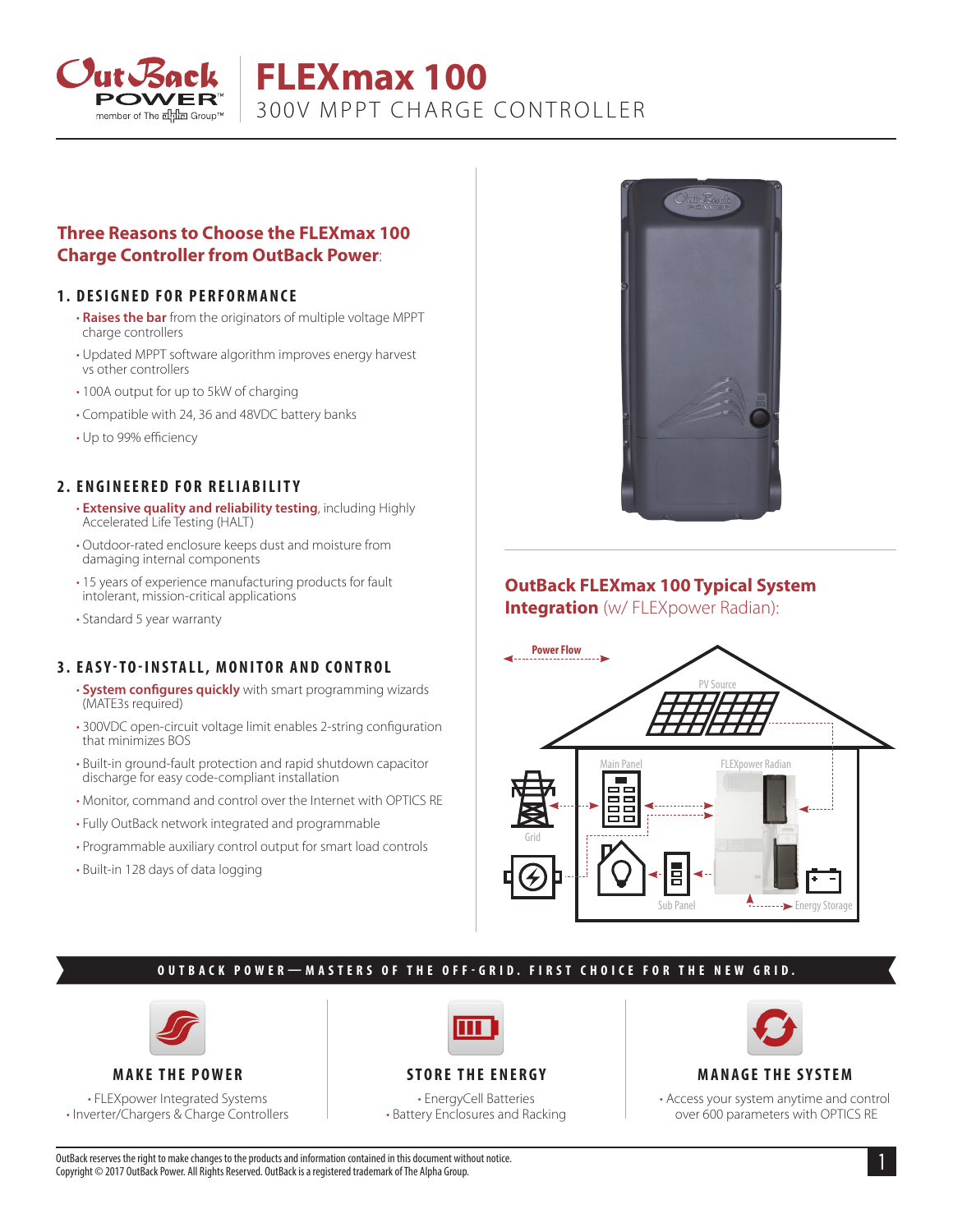# FLEXmax 100

300V MPPT CHARGE CONTROLLER

## Three Reasons to Choose the FLEXmax 100 Charge Controller from OutBack Power:

### 1. DESIGNED FOR PERFORMANCE

- **Raises the bar** from the originators of multiple voltage MPPT charge controllers
- Updated MPPT software algorithm improves energy harvest vs other controllers
- 100A output for up to 5kW of charging
- Compatible with 24, 36 and 48VDC battery banks
- Up to 99% efficiency

### 2. ENGINEERED FOR RELIABILITY

- **Extensive quality and reliability testing**, including Highly Accelerated Life Testing (HALT)
- Outdoor-rated enclosure keeps dust and moisture from damaging internal components
- 15 years of experience manufacturing products for fault intolerant, mission-critical applications
- Standard 5 year warranty

### 3. EASY-TO-INSTALL, MONITOR AND CONTROL

- **System configures quickly** with smart programming wizards (MATE3s required)
- 300VDC open-circuit voltage limit enables 2-string configuration that minimizes BOS
- Built-in ground-fault protection and rapid shutdown capacitor discharge for easy code-compliant installation
- Monitor, command and control over the Internet with OPTICS RE
- Fully OutBack network integrated and programmable
- Programmable auxiliary control output for smart load controls
- Built-in 128 days of data logging

## OutBack FLEXmax 100 Typical System Integration (w/ FLEXpower Radian):

Power Flow

PV Source

Main Panel

FLEXpower Radian

Grid

Sub Panel

Energy Storage

**OUTBACK POWER—MASTERS OF THE OFF-GRID. FIRST CHOICE FOR THE NEW GRID.**

### MAKE THE POWER

- FLEXpower Integrated Systems
- Inverter/Chargers & Charge Controllers

### STORE THE ENERGY

- EnergyCell Batteries
- Battery Enclosures and Racking

### MANAGE THE SYSTEM

- Access your system anytime and control over 600 parameters with OPTICS RE

OutBack reserves the right to make changes to the products and information contained in this document without notice.
Copyright © 2017 OutBack Power. All Rights Reserved. OutBack is a registered trademark of The Alpha Group.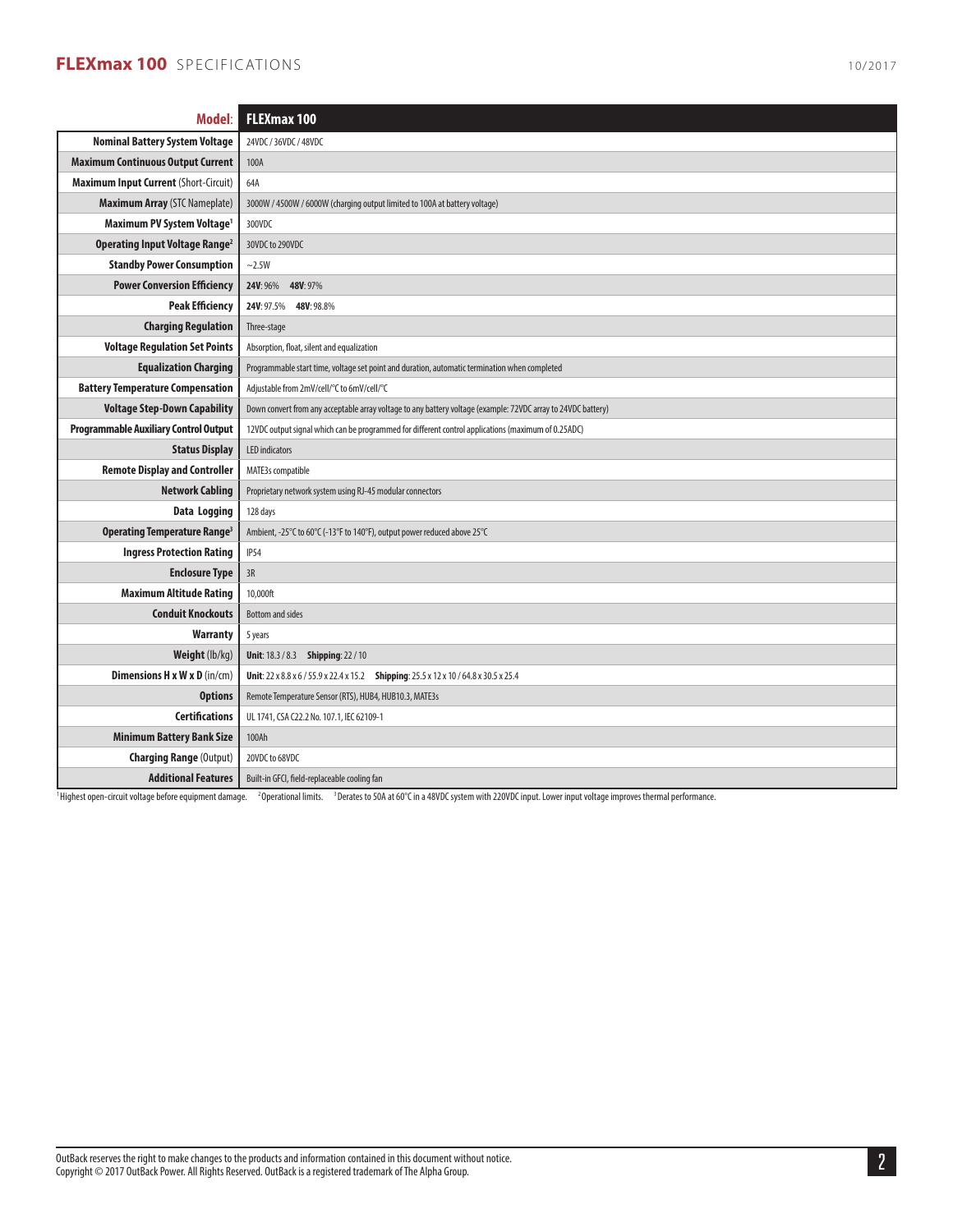## FLEXmax 100 SPECIFICATIONS

10/2017

| Model: | FLEXmax 100 |
|---|---|
| **Nominal Battery System Voltage** | 24VDC / 36VDC / 48VDC |
| **Maximum Continuous Output Current** | 100A |
| **Maximum Input Current** (Short-Circuit) | 64A |
| **Maximum Array** (STC Nameplate) | 3000W / 4500W / 6000W (charging output limited to 100A at battery voltage) |
| **Maximum PV System Voltage**[1] | 300VDC |
| **Operating Input Voltage Range**[2] | 30VDC to 290VDC |
| **Standby Power Consumption** | ~2.5W |
| **Power Conversion Efficiency** | **24V**: 96% **48V**: 97% |
| **Peak Efficiency** | **24V**: 97.5% **48V**: 98.8% |
| **Charging Regulation** | Three-stage |
| **Voltage Regulation Set Points** | Absorption, float, silent and equalization |
| **Equalization Charging** | Programmable start time, voltage set point and duration, automatic termination when completed |
| **Battery Temperature Compensation** | Adjustable from 2mV/cell/°C to 6mV/cell/°C |
| **Voltage Step-Down Capability** | Down convert from any acceptable array voltage to any battery voltage (example: 72VDC array to 24VDC battery) |
| **Programmable Auxiliary Control Output** | 12VDC output signal which can be programmed for different control applications (maximum of 0.25ADC) |
| **Status Display** | LED indicators |
| **Remote Display and Controller** | MATE3s compatible |
| **Network Cabling** | Proprietary network system using RJ-45 modular connectors |
| **Data Logging** | 128 days |
| **Operating Temperature Range**[3] | Ambient, -25°C to 60°C (-13°F to 140°F), output power reduced above 25°C |
| **Ingress Protection Rating** | IP54 |
| **Enclosure Type** | 3R |
| **Maximum Altitude Rating** | 10,000ft |
| **Conduit Knockouts** | Bottom and sides |
| **Warranty** | 5 years |
| **Weight** (lb/kg) | **Unit**: 18.3 / 8.3 **Shipping**: 22 / 10 |
| **Dimensions H x W x D** (in/cm) | **Unit**: 22 x 8.8 x 6 / 55.9 x 22.4 x 15.2 **Shipping**: 25.5 x 12 x 10 / 64.8 x 30.5 x 25.4 |
| **Options** | Remote Temperature Sensor (RTS), HUB4, HUB10.3, MATE3s |
| **Certifications** | UL 1741, CSA C22.2 No. 107.1, IEC 62109-1 |
| **Minimum Battery Bank Size** | 100Ah |
| **Charging Range** (Output) | 20VDC to 68VDC |
| **Additional Features** | Built-in GFCI, field-replaceable cooling fan |

[1] Highest open-circuit voltage before equipment damage. [2] Operational limits. [3] Derates to 50A at 60°C in a 48VDC system with 220VDC input. Lower input voltage improves thermal performance.

OutBack reserves the right to make changes to the products and information contained in this document without notice.
Copyright © 2017 OutBack Power. All Rights Reserved. OutBack is a registered trademark of The Alpha Group.